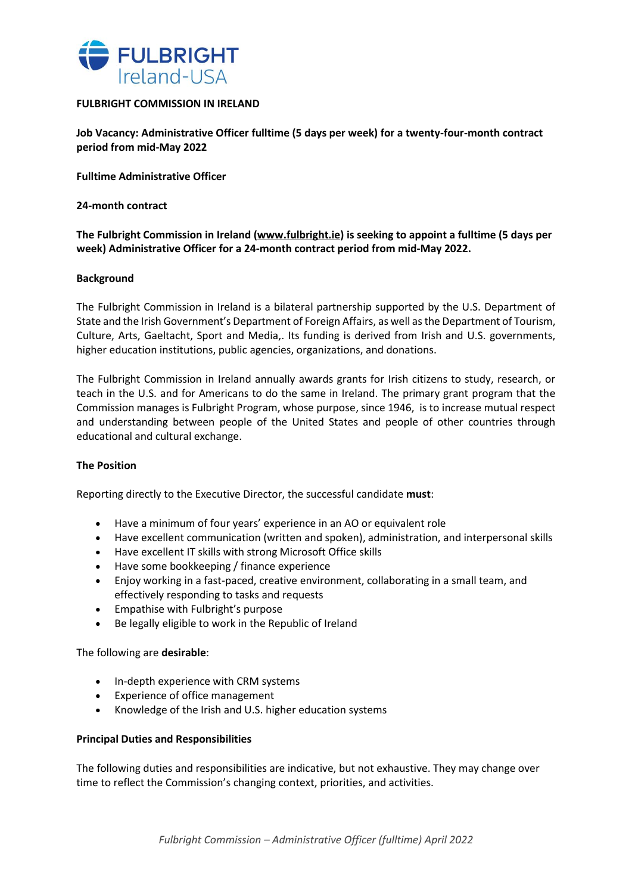FULBRIGHT Ireland-USA

**FULBRIGHT COMMISSION IN IRELAND**

**Job Vacancy: Administrative Officer fulltime (5 days per week) for a twenty-four-month contract period from mid-May 2022**

**Fulltime Administrative Officer**

**24-month contract**

**The Fulbright Commission in Ireland (www.fulbright.ie) is seeking to appoint a fulltime (5 days per week) Administrative Officer for a 24-month contract period from mid-May 2022.**

## Background

The Fulbright Commission in Ireland is a bilateral partnership supported by the U.S. Department of State and the Irish Government's Department of Foreign Affairs, as well as the Department of Tourism, Culture, Arts, Gaeltacht, Sport and Media,. Its funding is derived from Irish and U.S. governments, higher education institutions, public agencies, organizations, and donations.

The Fulbright Commission in Ireland annually awards grants for Irish citizens to study, research, or teach in the U.S. and for Americans to do the same in Ireland. The primary grant program that the Commission manages is Fulbright Program, whose purpose, since 1946, is to increase mutual respect and understanding between people of the United States and people of other countries through educational and cultural exchange.

## The Position

Reporting directly to the Executive Director, the successful candidate **must**:

- Have a minimum of four years' experience in an AO or equivalent role
- Have excellent communication (written and spoken), administration, and interpersonal skills
- Have excellent IT skills with strong Microsoft Office skills
- Have some bookkeeping / finance experience
- Enjoy working in a fast-paced, creative environment, collaborating in a small team, and effectively responding to tasks and requests
- Empathise with Fulbright's purpose
- Be legally eligible to work in the Republic of Ireland

The following are **desirable**:

- In-depth experience with CRM systems
- Experience of office management
- Knowledge of the Irish and U.S. higher education systems

## Principal Duties and Responsibilities

The following duties and responsibilities are indicative, but not exhaustive. They may change over time to reflect the Commission's changing context, priorities, and activities.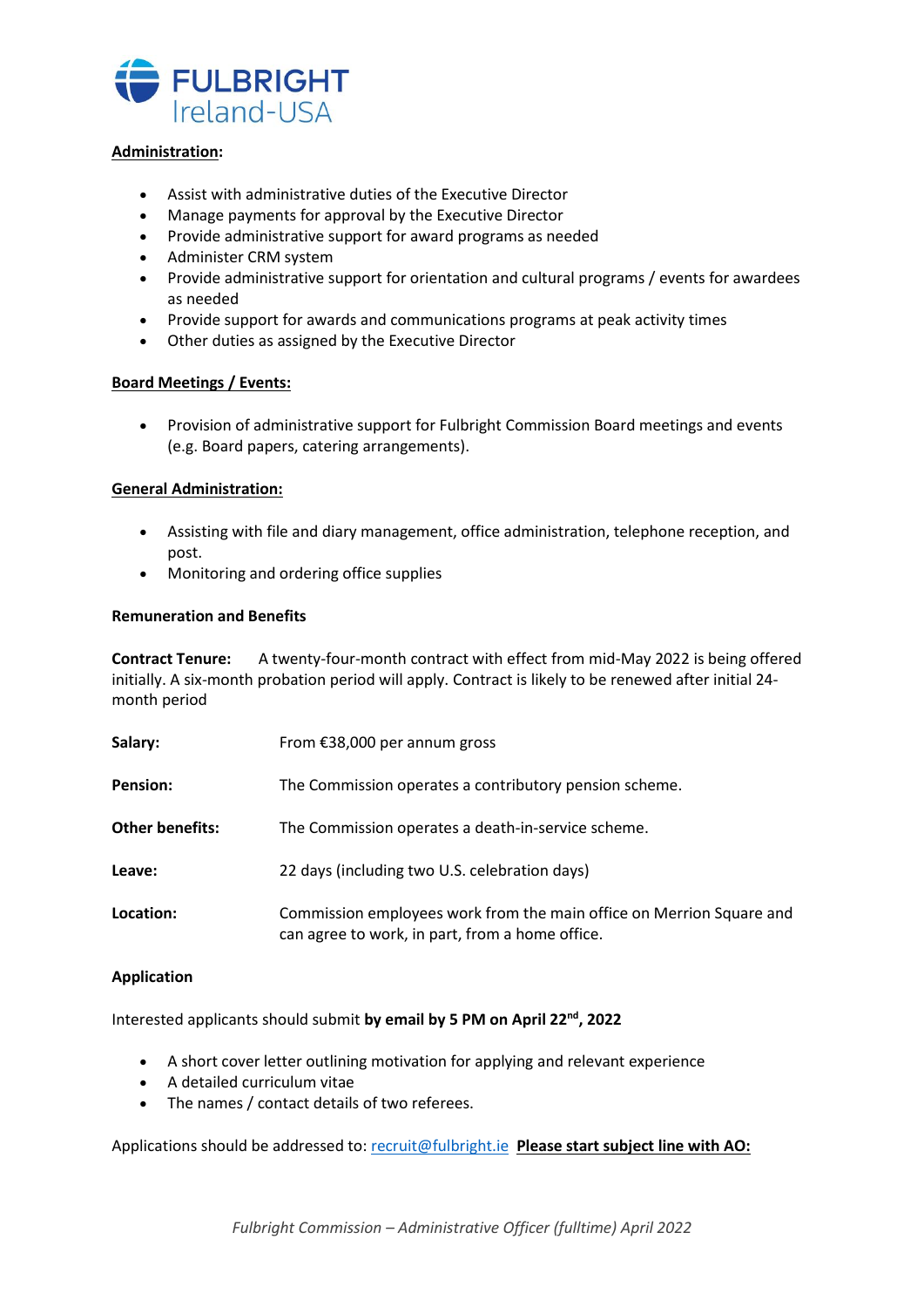**Administration:**

- Assist with administrative duties of the Executive Director
- Manage payments for approval by the Executive Director
- Provide administrative support for award programs as needed
- Administer CRM system
- Provide administrative support for orientation and cultural programs / events for awardees as needed
- Provide support for awards and communications programs at peak activity times
- Other duties as assigned by the Executive Director

**Board Meetings / Events:**

- Provision of administrative support for Fulbright Commission Board meetings and events (e.g. Board papers, catering arrangements).

**General Administration:**

- Assisting with file and diary management, office administration, telephone reception, and post.
- Monitoring and ordering office supplies

**Remuneration and Benefits**

**Contract Tenure:** A twenty-four-month contract with effect from mid-May 2022 is being offered initially. A six-month probation period will apply. Contract is likely to be renewed after initial 24-month period

| | |
|---|---|
| **Salary:** | From €38,000 per annum gross |
| **Pension:** | The Commission operates a contributory pension scheme. |
| **Other benefits:** | The Commission operates a death-in-service scheme. |
| **Leave:** | 22 days (including two U.S. celebration days) |
| **Location:** | Commission employees work from the main office on Merrion Square and can agree to work, in part, from a home office. |

**Application**

Interested applicants should submit **by email by 5 PM on April 22nd, 2022**

- A short cover letter outlining motivation for applying and relevant experience
- A detailed curriculum vitae
- The names / contact details of two referees.

Applications should be addressed to: recruit@fulbright.ie **Please start subject line with AO:**